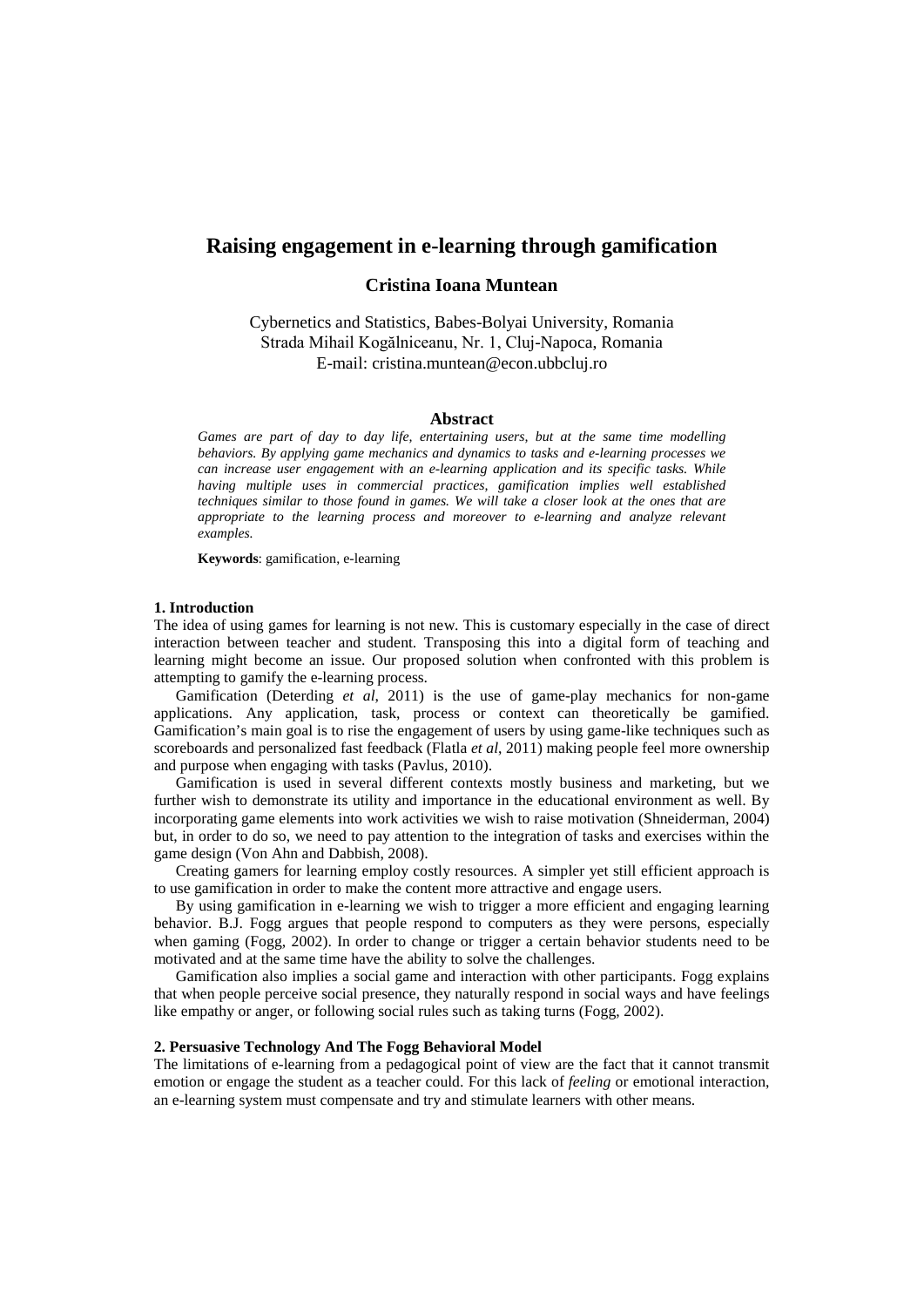# Raising engagement in e-learning through gamification

**Cristina Ioana Muntean**

Cybernetics and Statistics, Babes-Bolyai University, Romania
Strada Mihail Kogălniceanu, Nr. 1, Cluj-Napoca, Romania
E-mail: cristina.muntean@econ.ubbcluj.ro

### Abstract

*Games are part of day to day life, entertaining users, but at the same time modelling behaviors. By applying game mechanics and dynamics to tasks and e-learning processes we can increase user engagement with an e-learning application and its specific tasks. While having multiple uses in commercial practices, gamification implies well established techniques similar to those found in games. We will take a closer look at the ones that are appropriate to the learning process and moreover to e-learning and analyze relevant examples.*

**Keywords**: gamification, e-learning

## 1. Introduction

The idea of using games for learning is not new. This is customary especially in the case of direct interaction between teacher and student. Transposing this into a digital form of teaching and learning might become an issue. Our proposed solution when confronted with this problem is attempting to gamify the e-learning process.

Gamification (Deterding *et al*, 2011) is the use of game-play mechanics for non-game applications. Any application, task, process or context can theoretically be gamified. Gamification's main goal is to rise the engagement of users by using game-like techniques such as scoreboards and personalized fast feedback (Flatla *et al*, 2011) making people feel more ownership and purpose when engaging with tasks (Pavlus, 2010).

Gamification is used in several different contexts mostly business and marketing, but we further wish to demonstrate its utility and importance in the educational environment as well. By incorporating game elements into work activities we wish to raise motivation (Shneiderman, 2004) but, in order to do so, we need to pay attention to the integration of tasks and exercises within the game design (Von Ahn and Dabbish, 2008).

Creating gamers for learning employ costly resources. A simpler yet still efficient approach is to use gamification in order to make the content more attractive and engage users.

By using gamification in e-learning we wish to trigger a more efficient and engaging learning behavior. B.J. Fogg argues that people respond to computers as they were persons, especially when gaming (Fogg, 2002). In order to change or trigger a certain behavior students need to be motivated and at the same time have the ability to solve the challenges.

Gamification also implies a social game and interaction with other participants. Fogg explains that when people perceive social presence, they naturally respond in social ways and have feelings like empathy or anger, or following social rules such as taking turns (Fogg, 2002).

## 2. Persuasive Technology And The Fogg Behavioral Model

The limitations of e-learning from a pedagogical point of view are the fact that it cannot transmit emotion or engage the student as a teacher could. For this lack of *feeling* or emotional interaction, an e-learning system must compensate and try and stimulate learners with other means.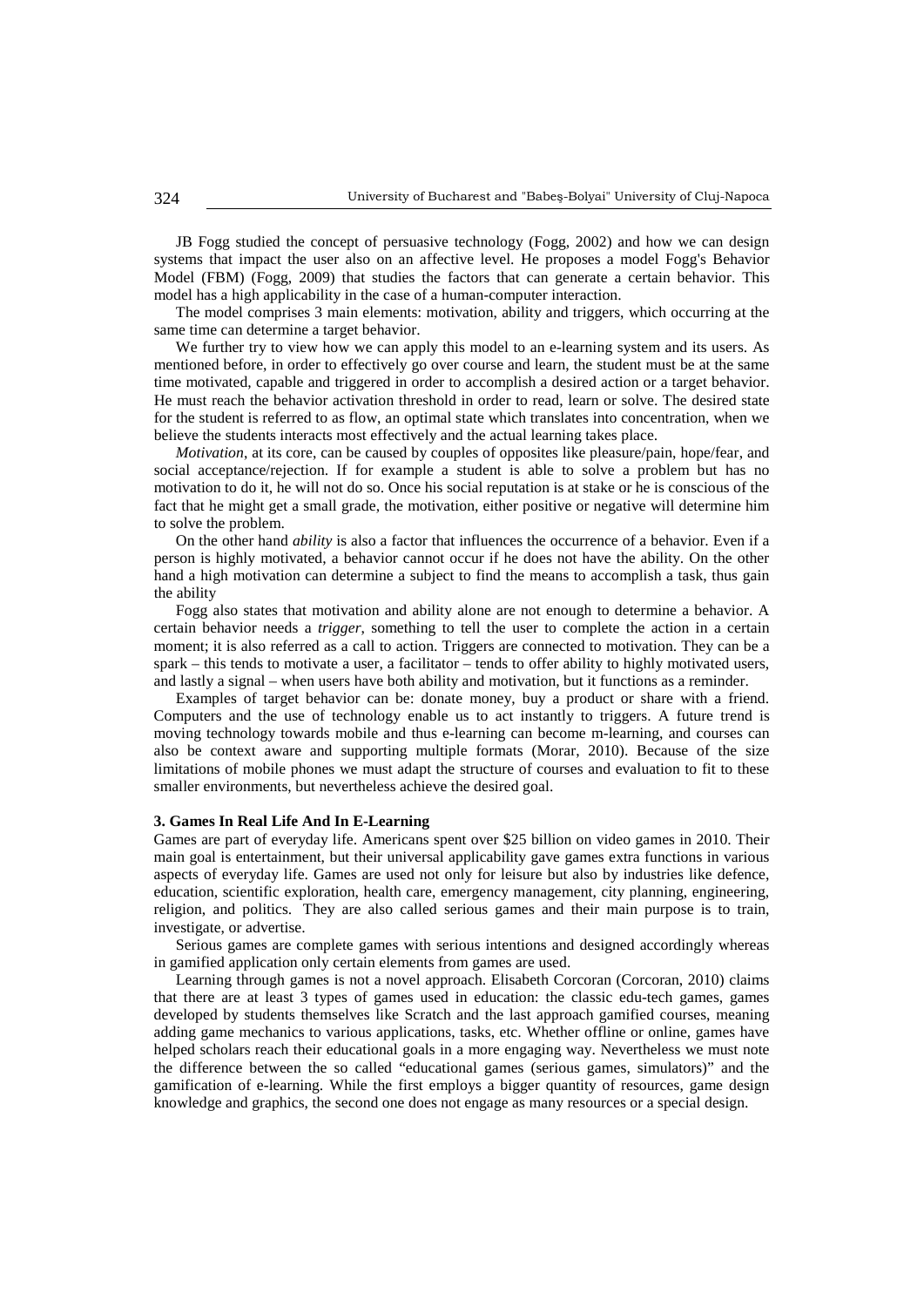JB Fogg studied the concept of persuasive technology (Fogg, 2002) and how we can design systems that impact the user also on an affective level. He proposes a model Fogg's Behavior Model (FBM) (Fogg, 2009) that studies the factors that can generate a certain behavior. This model has a high applicability in the case of a human-computer interaction.

The model comprises 3 main elements: motivation, ability and triggers, which occurring at the same time can determine a target behavior.

We further try to view how we can apply this model to an e-learning system and its users. As mentioned before, in order to effectively go over course and learn, the student must be at the same time motivated, capable and triggered in order to accomplish a desired action or a target behavior. He must reach the behavior activation threshold in order to read, learn or solve. The desired state for the student is referred to as flow, an optimal state which translates into concentration, when we believe the students interacts most effectively and the actual learning takes place.

*Motivation*, at its core, can be caused by couples of opposites like pleasure/pain, hope/fear, and social acceptance/rejection. If for example a student is able to solve a problem but has no motivation to do it, he will not do so. Once his social reputation is at stake or he is conscious of the fact that he might get a small grade, the motivation, either positive or negative will determine him to solve the problem.

On the other hand *ability* is also a factor that influences the occurrence of a behavior. Even if a person is highly motivated, a behavior cannot occur if he does not have the ability. On the other hand a high motivation can determine a subject to find the means to accomplish a task, thus gain the ability

Fogg also states that motivation and ability alone are not enough to determine a behavior. A certain behavior needs a *trigger*, something to tell the user to complete the action in a certain moment; it is also referred as a call to action. Triggers are connected to motivation. They can be a spark – this tends to motivate a user, a facilitator – tends to offer ability to highly motivated users, and lastly a signal – when users have both ability and motivation, but it functions as a reminder.

Examples of target behavior can be: donate money, buy a product or share with a friend. Computers and the use of technology enable us to act instantly to triggers. A future trend is moving technology towards mobile and thus e-learning can become m-learning, and courses can also be context aware and supporting multiple formats (Morar, 2010). Because of the size limitations of mobile phones we must adapt the structure of courses and evaluation to fit to these smaller environments, but nevertheless achieve the desired goal.

### 3. Games In Real Life And In E-Learning

Games are part of everyday life. Americans spent over $25 billion on video games in 2010. Their main goal is entertainment, but their universal applicability gave games extra functions in various aspects of everyday life. Games are used not only for leisure but also by industries like defence, education, scientific exploration, health care, emergency management, city planning, engineering, religion, and politics. They are also called serious games and their main purpose is to train, investigate, or advertise.

Serious games are complete games with serious intentions and designed accordingly whereas in gamified application only certain elements from games are used.

Learning through games is not a novel approach. Elisabeth Corcoran (Corcoran, 2010) claims that there are at least 3 types of games used in education: the classic edu-tech games, games developed by students themselves like Scratch and the last approach gamified courses, meaning adding game mechanics to various applications, tasks, etc. Whether offline or online, games have helped scholars reach their educational goals in a more engaging way. Nevertheless we must note the difference between the so called "educational games (serious games, simulators)" and the gamification of e-learning. While the first employs a bigger quantity of resources, game design knowledge and graphics, the second one does not engage as many resources or a special design.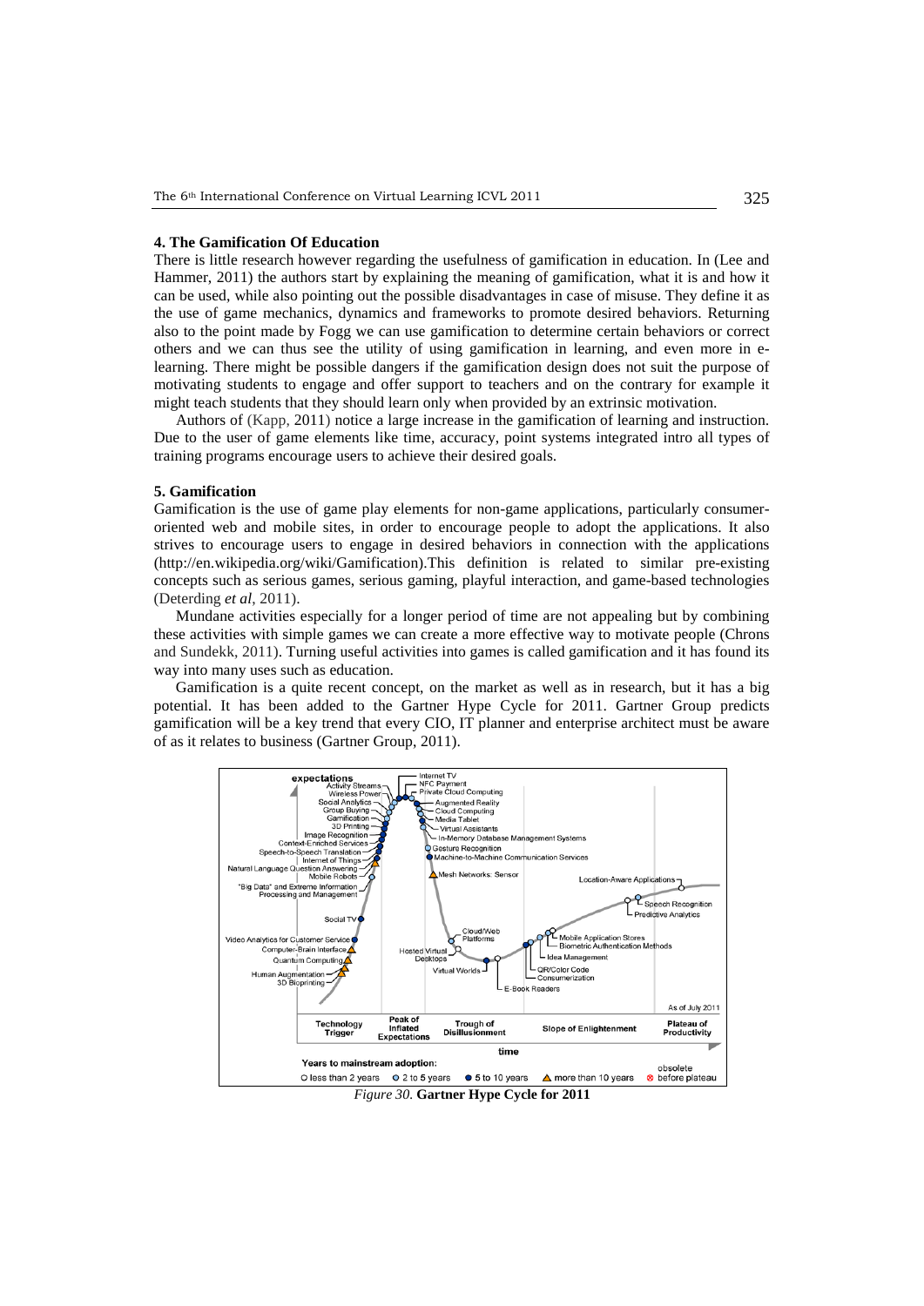## 4. The Gamification Of Education

There is little research however regarding the usefulness of gamification in education. In (Lee and Hammer, 2011) the authors start by explaining the meaning of gamification, what it is and how it can be used, while also pointing out the possible disadvantages in case of misuse. They define it as the use of game mechanics, dynamics and frameworks to promote desired behaviors. Returning also to the point made by Fogg we can use gamification to determine certain behaviors or correct others and we can thus see the utility of using gamification in learning, and even more in e-learning. There might be possible dangers if the gamification design does not suit the purpose of motivating students to engage and offer support to teachers and on the contrary for example it might teach students that they should learn only when provided by an extrinsic motivation.

Authors of (Kapp, 2011) notice a large increase in the gamification of learning and instruction. Due to the user of game elements like time, accuracy, point systems integrated intro all types of training programs encourage users to achieve their desired goals.

## 5. Gamification

Gamification is the use of game play elements for non-game applications, particularly consumer-oriented web and mobile sites, in order to encourage people to adopt the applications. It also strives to encourage users to engage in desired behaviors in connection with the applications (http://en.wikipedia.org/wiki/Gamification).This definition is related to similar pre-existing concepts such as serious games, serious gaming, playful interaction, and game-based technologies (Deterding *et al*, 2011).

Mundane activities especially for a longer period of time are not appealing but by combining these activities with simple games we can create a more effective way to motivate people (Chrons and Sundekk, 2011). Turning useful activities into games is called gamification and it has found its way into many uses such as education.

Gamification is a quite recent concept, on the market as well as in research, but it has a big potential. It has been added to the Gartner Hype Cycle for 2011. Gartner Group predicts gamification will be a key trend that every CIO, IT planner and enterprise architect must be aware of as it relates to business (Gartner Group, 2011).

*Figure 30.* **Gartner Hype Cycle for 2011**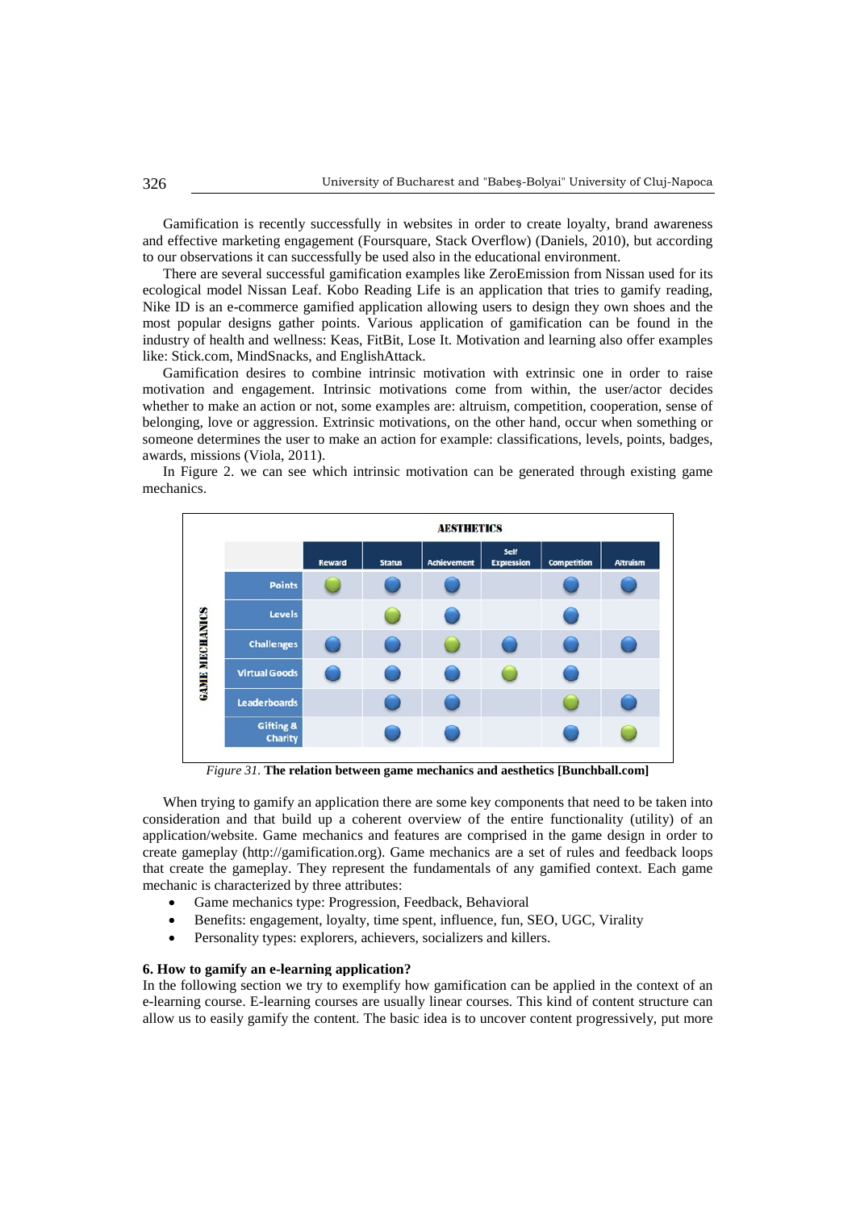Gamification is recently successfully in websites in order to create loyalty, brand awareness and effective marketing engagement (Foursquare, Stack Overflow) (Daniels, 2010), but according to our observations it can successfully be used also in the educational environment.

There are several successful gamification examples like ZeroEmission from Nissan used for its ecological model Nissan Leaf. Kobo Reading Life is an application that tries to gamify reading, Nike ID is an e-commerce gamified application allowing users to design they own shoes and the most popular designs gather points. Various application of gamification can be found in the industry of health and wellness: Keas, FitBit, Lose It. Motivation and learning also offer examples like: Stick.com, MindSnacks, and EnglishAttack.

Gamification desires to combine intrinsic motivation with extrinsic one in order to raise motivation and engagement. Intrinsic motivations come from within, the user/actor decides whether to make an action or not, some examples are: altruism, competition, cooperation, sense of belonging, love or aggression. Extrinsic motivations, on the other hand, occur when something or someone determines the user to make an action for example: classifications, levels, points, badges, awards, missions (Viola, 2011).

In Figure 2. we can see which intrinsic motivation can be generated through existing game mechanics.

| GAME MECHANICS / AESTHETICS | Reward | Status | Achievement | Self Expression | Competition | Altruism |
|---|---|---|---|---|---|---|
| Points | ● (green) | ● (blue) | ● (blue) | | ● (blue) | ● (blue) |
| Levels | | ● (green) | ● (blue) | | ● (blue) | |
| Challenges | ● (blue) | ● (blue) | ● (green) | ● (blue) | ● (blue) | ● (blue) |
| Virtual Goods | ● (blue) | ● (blue) | ● (blue) | ● (green) | ● (blue) | |
| Leaderboards | | ● (blue) | ● (blue) | | ● (green) | ● (blue) |
| Gifting & Charity | | ● (blue) | ● (blue) | | ● (blue) | ● (green) |

*Figure 31.* **The relation between game mechanics and aesthetics [Bunchball.com]**

When trying to gamify an application there are some key components that need to be taken into consideration and that build up a coherent overview of the entire functionality (utility) of an application/website. Game mechanics and features are comprised in the game design in order to create gameplay (http://gamification.org). Game mechanics are a set of rules and feedback loops that create the gameplay. They represent the fundamentals of any gamified context. Each game mechanic is characterized by three attributes:

- Game mechanics type: Progression, Feedback, Behavioral
- Benefits: engagement, loyalty, time spent, influence, fun, SEO, UGC, Virality
- Personality types: explorers, achievers, socializers and killers.

### 6. How to gamify an e-learning application?

In the following section we try to exemplify how gamification can be applied in the context of an e-learning course. E-learning courses are usually linear courses. This kind of content structure can allow us to easily gamify the content. The basic idea is to uncover content progressively, put more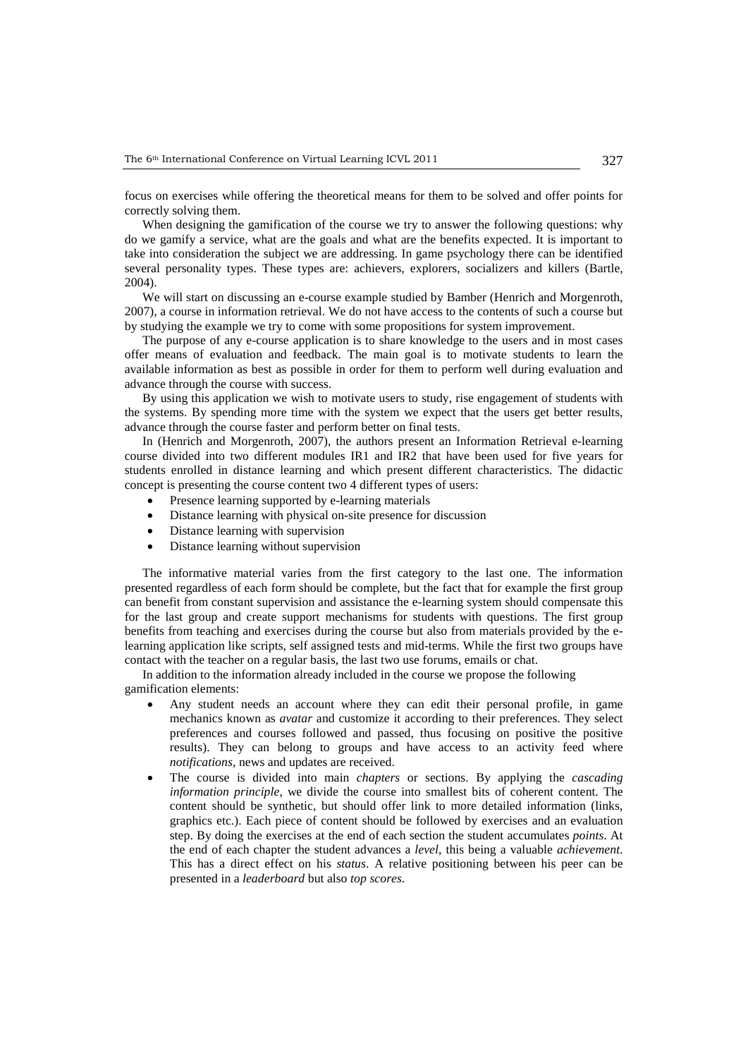focus on exercises while offering the theoretical means for them to be solved and offer points for correctly solving them.

When designing the gamification of the course we try to answer the following questions: why do we gamify a service, what are the goals and what are the benefits expected. It is important to take into consideration the subject we are addressing. In game psychology there can be identified several personality types. These types are: achievers, explorers, socializers and killers (Bartle, 2004).

We will start on discussing an e-course example studied by Bamber (Henrich and Morgenroth, 2007), a course in information retrieval. We do not have access to the contents of such a course but by studying the example we try to come with some propositions for system improvement.

The purpose of any e-course application is to share knowledge to the users and in most cases offer means of evaluation and feedback. The main goal is to motivate students to learn the available information as best as possible in order for them to perform well during evaluation and advance through the course with success.

By using this application we wish to motivate users to study, rise engagement of students with the systems. By spending more time with the system we expect that the users get better results, advance through the course faster and perform better on final tests.

In (Henrich and Morgenroth, 2007), the authors present an Information Retrieval e-learning course divided into two different modules IR1 and IR2 that have been used for five years for students enrolled in distance learning and which present different characteristics. The didactic concept is presenting the course content two 4 different types of users:

- Presence learning supported by e-learning materials
- Distance learning with physical on-site presence for discussion
- Distance learning with supervision
- Distance learning without supervision

The informative material varies from the first category to the last one. The information presented regardless of each form should be complete, but the fact that for example the first group can benefit from constant supervision and assistance the e-learning system should compensate this for the last group and create support mechanisms for students with questions. The first group benefits from teaching and exercises during the course but also from materials provided by the e-learning application like scripts, self assigned tests and mid-terms. While the first two groups have contact with the teacher on a regular basis, the last two use forums, emails or chat.

In addition to the information already included in the course we propose the following gamification elements:

- Any student needs an account where they can edit their personal profile, in game mechanics known as *avatar* and customize it according to their preferences. They select preferences and courses followed and passed, thus focusing on positive the positive results). They can belong to groups and have access to an activity feed where *notifications*, news and updates are received.
- The course is divided into main *chapters* or sections. By applying the *cascading information principle*, we divide the course into smallest bits of coherent content. The content should be synthetic, but should offer link to more detailed information (links, graphics etc.). Each piece of content should be followed by exercises and an evaluation step. By doing the exercises at the end of each section the student accumulates *points*. At the end of each chapter the student advances a *level*, this being a valuable *achievement*. This has a direct effect on his *status*. A relative positioning between his peer can be presented in a *leaderboard* but also *top scores*.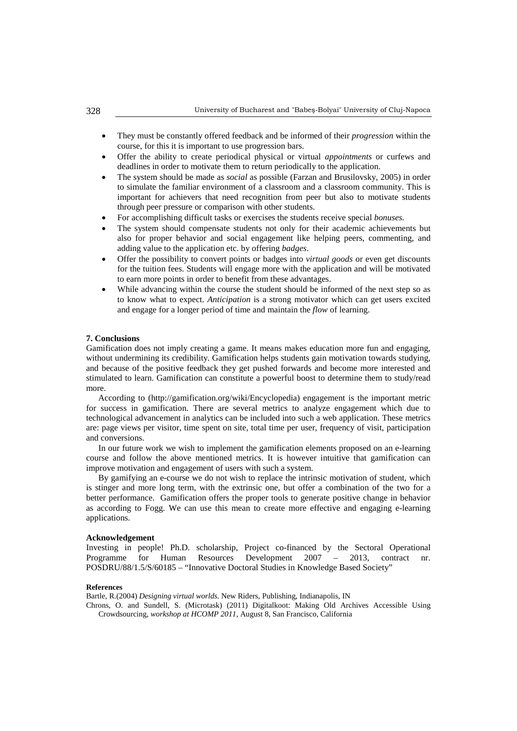- They must be constantly offered feedback and be informed of their *progression* within the course, for this it is important to use progression bars.
- Offer the ability to create periodical physical or virtual *appointments* or curfews and deadlines in order to motivate them to return periodically to the application.
- The system should be made as *social* as possible (Farzan and Brusilovsky, 2005) in order to simulate the familiar environment of a classroom and a classroom community. This is important for achievers that need recognition from peer but also to motivate students through peer pressure or comparison with other students.
- For accomplishing difficult tasks or exercises the students receive special *bonuses.*
- The system should compensate students not only for their academic achievements but also for proper behavior and social engagement like helping peers, commenting, and adding value to the application etc. by offering *badges*.
- Offer the possibility to convert points or badges into *virtual goods* or even get discounts for the tuition fees. Students will engage more with the application and will be motivated to earn more points in order to benefit from these advantages.
- While advancing within the course the student should be informed of the next step so as to know what to expect. *Anticipation* is a strong motivator which can get users excited and engage for a longer period of time and maintain the *flow* of learning.

## 7. Conclusions

Gamification does not imply creating a game. It means makes education more fun and engaging, without undermining its credibility. Gamification helps students gain motivation towards studying, and because of the positive feedback they get pushed forwards and become more interested and stimulated to learn. Gamification can constitute a powerful boost to determine them to study/read more.

According to (http://gamification.org/wiki/Encyclopedia) engagement is the important metric for success in gamification. There are several metrics to analyze engagement which due to technological advancement in analytics can be included into such a web application. These metrics are: page views per visitor, time spent on site, total time per user, frequency of visit, participation and conversions.

In our future work we wish to implement the gamification elements proposed on an e-learning course and follow the above mentioned metrics. It is however intuitive that gamification can improve motivation and engagement of users with such a system.

By gamifying an e-course we do not wish to replace the intrinsic motivation of student, which is stinger and more long term, with the extrinsic one, but offer a combination of the two for a better performance. Gamification offers the proper tools to generate positive change in behavior as according to Fogg. We can use this mean to create more effective and engaging e-learning applications.

## Acknowledgement

Investing in people! Ph.D. scholarship, Project co-financed by the Sectoral Operational Programme for Human Resources Development 2007 – 2013, contract nr. POSDRU/88/1.5/S/60185 – "Innovative Doctoral Studies in Knowledge Based Society"

## References

Bartle, R.(2004) *Designing virtual worlds.* New Riders, Publishing, Indianapolis, IN

Chrons, O. and Sundell, S. (Microtask) (2011) Digitalkoot: Making Old Archives Accessible Using Crowdsourcing, *workshop at HCOMP 2011*, August 8, San Francisco, California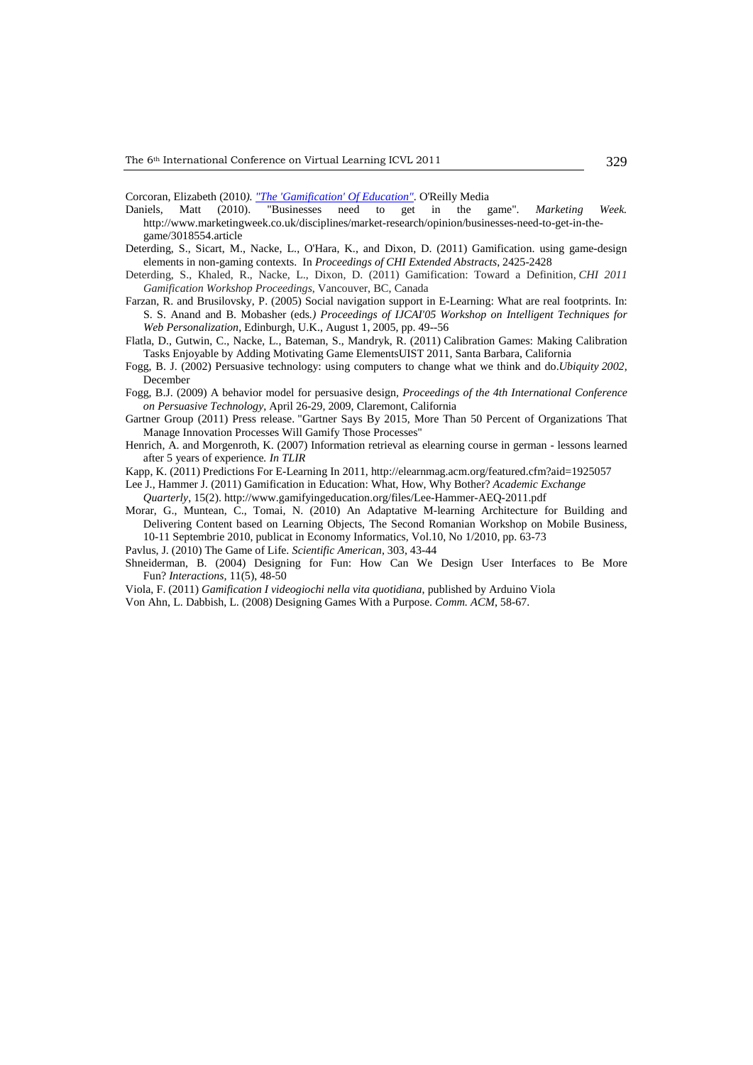Corcoran, Elizabeth (2010*). "The 'Gamification' Of Education"*. O'Reilly Media

Daniels, Matt (2010). "Businesses need to get in the game". *Marketing Week.* http://www.marketingweek.co.uk/disciplines/market-research/opinion/businesses-need-to-get-in-the-game/3018554.article

Deterding, S., Sicart, M., Nacke, L., O'Hara, K., and Dixon, D. (2011) Gamification. using game-design elements in non-gaming contexts. In *Proceedings of CHI Extended Abstracts*, 2425-2428

Deterding, S., Khaled, R., Nacke, L., Dixon, D. (2011) Gamification: Toward a Definition, *CHI 2011 Gamification Workshop Proceedings*, Vancouver, BC, Canada

Farzan, R. and Brusilovsky, P. (2005) Social navigation support in E-Learning: What are real footprints. In: S. S. Anand and B. Mobasher (eds*.) Proceedings of IJCAI'05 Workshop on Intelligent Techniques for Web Personalization*, Edinburgh, U.K., August 1, 2005, pp. 49--56

Flatla, D., Gutwin, C., Nacke, L., Bateman, S., Mandryk, R. (2011) Calibration Games: Making Calibration Tasks Enjoyable by Adding Motivating Game ElementsUIST 2011, Santa Barbara, California

Fogg, B. J. (2002) Persuasive technology: using computers to change what we think and do.*Ubiquity 2002*, December

Fogg, B.J. (2009) A behavior model for persuasive design, *Proceedings of the 4th International Conference on Persuasive Technology*, April 26-29, 2009, Claremont, California

Gartner Group (2011) Press release. "Gartner Says By 2015, More Than 50 Percent of Organizations That Manage Innovation Processes Will Gamify Those Processes"

Henrich, A. and Morgenroth, K. (2007) Information retrieval as elearning course in german - lessons learned after 5 years of experience*. In TLIR*

Kapp, K. (2011) Predictions For E-Learning In 2011, http://elearnmag.acm.org/featured.cfm?aid=1925057

Lee J., Hammer J. (2011) Gamification in Education: What, How, Why Bother? *Academic Exchange Quarterly*, 15(2). http://www.gamifyingeducation.org/files/Lee-Hammer-AEQ-2011.pdf

Morar, G., Muntean, C., Tomai, N. (2010) An Adaptative M-learning Architecture for Building and Delivering Content based on Learning Objects, The Second Romanian Workshop on Mobile Business, 10-11 Septembrie 2010, publicat in Economy Informatics, Vol.10, No 1/2010, pp. 63-73

Pavlus, J. (2010) The Game of Life. *Scientific American*, 303, 43-44

Shneiderman, B. (2004) Designing for Fun: How Can We Design User Interfaces to Be More Fun? *Interactions*, 11(5), 48-50

Viola, F. (2011) *Gamification I videogiochi nella vita quotidiana*, published by Arduino Viola

Von Ahn, L. Dabbish, L. (2008) Designing Games With a Purpose. *Comm. ACM*, 58-67.